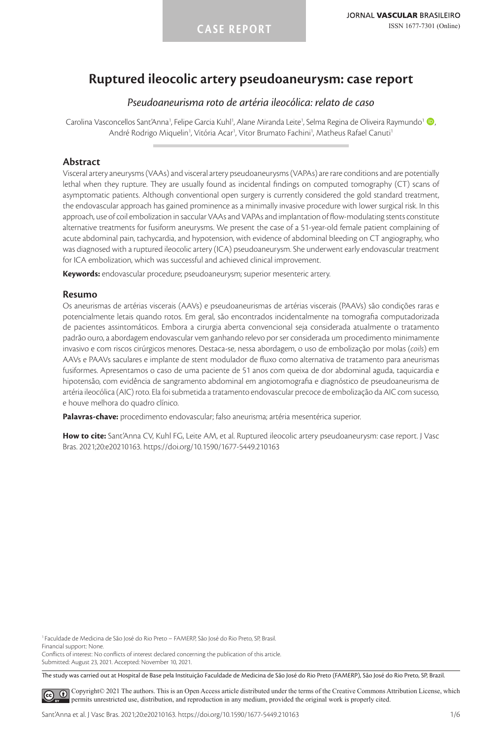CASE REPORT

# Ruptured ileocolic artery pseudoaneurysm: case report

*Pseudoaneurisma roto de artéria ileocólica: relato de caso*

Carolina Vasconcellos Sant'Anna[1], Felipe Garcia Kuhl[1], Alane Miranda Leite[1], Selma Regina de Oliveira Raymundo[1], André Rodrigo Miquelin[1], Vitória Acar[1], Vitor Brumato Fachini[1], Matheus Rafael Canuti[1]

## Abstract

Visceral artery aneurysms (VAAs) and visceral artery pseudoaneurysms (VAPAs) are rare conditions and are potentially lethal when they rupture. They are usually found as incidental findings on computed tomography (CT) scans of asymptomatic patients. Although conventional open surgery is currently considered the gold standard treatment, the endovascular approach has gained prominence as a minimally invasive procedure with lower surgical risk. In this approach, use of coil embolization in saccular VAAs and VAPAs and implantation of flow-modulating stents constitute alternative treatments for fusiform aneurysms. We present the case of a 51-year-old female patient complaining of acute abdominal pain, tachycardia, and hypotension, with evidence of abdominal bleeding on CT angiography, who was diagnosed with a ruptured ileocolic artery (ICA) pseudoaneurysm. She underwent early endovascular treatment for ICA embolization, which was successful and achieved clinical improvement.

**Keywords:** endovascular procedure; pseudoaneurysm; superior mesenteric artery.

## Resumo

Os aneurismas de artérias viscerais (AAVs) e pseudoaneurismas de artérias viscerais (PAAVs) são condições raras e potencialmente letais quando rotos. Em geral, são encontrados incidentalmente na tomografia computadorizada de pacientes assintomáticos. Embora a cirurgia aberta convencional seja considerada atualmente o tratamento padrão ouro, a abordagem endovascular vem ganhando relevo por ser considerada um procedimento minimamente invasivo e com riscos cirúrgicos menores. Destaca-se, nessa abordagem, o uso de embolização por molas (*coils*) em AAVs e PAAVs saculares e implante de stent modulador de fluxo como alternativa de tratamento para aneurismas fusiformes. Apresentamos o caso de uma paciente de 51 anos com queixa de dor abdominal aguda, taquicardia e hipotensão, com evidência de sangramento abdominal em angiotomografia e diagnóstico de pseudoaneurisma de artéria ileocólica (AIC) roto. Ela foi submetida a tratamento endovascular precoce de embolização da AIC com sucesso, e houve melhora do quadro clínico.

**Palavras-chave:** procedimento endovascular; falso aneurisma; artéria mesentérica superior.

**How to cite:** Sant'Anna CV, Kuhl FG, Leite AM, et al. Ruptured ileocolic artery pseudoaneurysm: case report. J Vasc Bras. 2021;20:e20210163. https://doi.org/10.1590/1677-5449.210163

[1] Faculdade de Medicina de São José do Rio Preto – FAMERP, São José do Rio Preto, SP, Brasil.
Financial support: None.
Conflicts of interest: No conflicts of interest declared concerning the publication of this article.
Submitted: August 23, 2021. Accepted: November 10, 2021.

The study was carried out at Hospital de Base pela Instituição Faculdade de Medicina de São José do Rio Preto (FAMERP), São José do Rio Preto, SP, Brazil.

Copyright© 2021 The authors. This is an Open Access article distributed under the terms of the Creative Commons Attribution License, which permits unrestricted use, distribution, and reproduction in any medium, provided the original work is properly cited.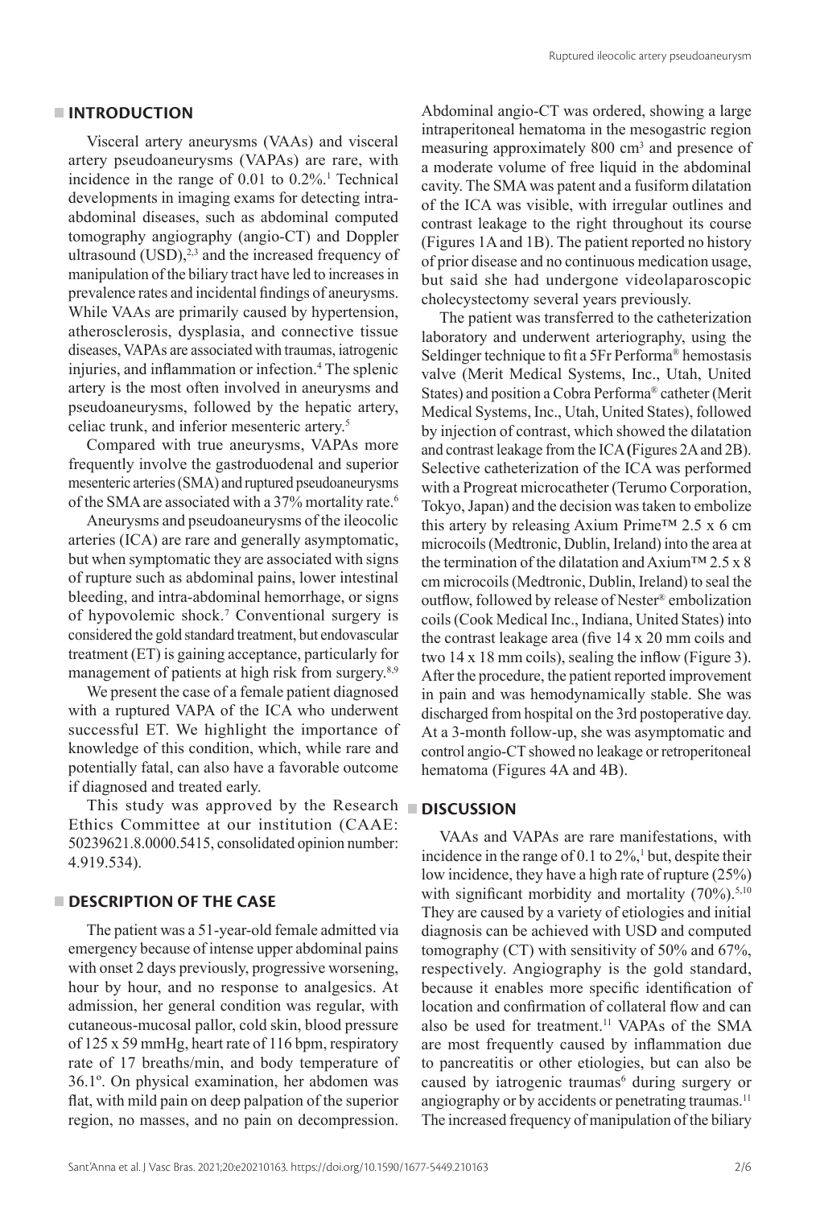## INTRODUCTION

Visceral artery aneurysms (VAAs) and visceral artery pseudoaneurysms (VAPAs) are rare, with incidence in the range of 0.01 to 0.2%.[1] Technical developments in imaging exams for detecting intra-abdominal diseases, such as abdominal computed tomography angiography (angio-CT) and Doppler ultrasound (USD),[2,3] and the increased frequency of manipulation of the biliary tract have led to increases in prevalence rates and incidental findings of aneurysms. While VAAs are primarily caused by hypertension, atherosclerosis, dysplasia, and connective tissue diseases, VAPAs are associated with traumas, iatrogenic injuries, and inflammation or infection.[4] The splenic artery is the most often involved in aneurysms and pseudoaneurysms, followed by the hepatic artery, celiac trunk, and inferior mesenteric artery.[5]

Compared with true aneurysms, VAPAs more frequently involve the gastroduodenal and superior mesenteric arteries (SMA) and ruptured pseudoaneurysms of the SMA are associated with a 37% mortality rate.[6]

Aneurysms and pseudoaneurysms of the ileocolic arteries (ICA) are rare and generally asymptomatic, but when symptomatic they are associated with signs of rupture such as abdominal pains, lower intestinal bleeding, and intra-abdominal hemorrhage, or signs of hypovolemic shock.[7] Conventional surgery is considered the gold standard treatment, but endovascular treatment (ET) is gaining acceptance, particularly for management of patients at high risk from surgery.[8,9]

We present the case of a female patient diagnosed with a ruptured VAPA of the ICA who underwent successful ET. We highlight the importance of knowledge of this condition, which, while rare and potentially fatal, can also have a favorable outcome if diagnosed and treated early.

This study was approved by the Research Ethics Committee at our institution (CAAE: 50239621.8.0000.5415, consolidated opinion number: 4.919.534).

## DESCRIPTION OF THE CASE

The patient was a 51-year-old female admitted via emergency because of intense upper abdominal pains with onset 2 days previously, progressive worsening, hour by hour, and no response to analgesics. At admission, her general condition was regular, with cutaneous-mucosal pallor, cold skin, blood pressure of 125 x 59 mmHg, heart rate of 116 bpm, respiratory rate of 17 breaths/min, and body temperature of 36.1º. On physical examination, her abdomen was flat, with mild pain on deep palpation of the superior region, no masses, and no pain on decompression. Abdominal angio-CT was ordered, showing a large intraperitoneal hematoma in the mesogastric region measuring approximately 800 $cm^3$ and presence of a moderate volume of free liquid in the abdominal cavity. The SMA was patent and a fusiform dilatation of the ICA was visible, with irregular outlines and contrast leakage to the right throughout its course (Figures 1A and 1B). The patient reported no history of prior disease and no continuous medication usage, but said she had undergone videolaparoscopic cholecystectomy several years previously.

The patient was transferred to the catheterization laboratory and underwent arteriography, using the Seldinger technique to fit a 5Fr Performa® hemostasis valve (Merit Medical Systems, Inc., Utah, United States) and position a Cobra Performa® catheter (Merit Medical Systems, Inc., Utah, United States), followed by injection of contrast, which showed the dilatation and contrast leakage from the ICA (Figures 2A and 2B). Selective catheterization of the ICA was performed with a Progreat microcatheter (Terumo Corporation, Tokyo, Japan) and the decision was taken to embolize this artery by releasing Axium Prime™ 2.5 x 6 cm microcoils (Medtronic, Dublin, Ireland) into the area at the termination of the dilatation and Axium™ 2.5 x 8 cm microcoils (Medtronic, Dublin, Ireland) to seal the outflow, followed by release of Nester® embolization coils (Cook Medical Inc., Indiana, United States) into the contrast leakage area (five 14 x 20 mm coils and two 14 x 18 mm coils), sealing the inflow (Figure 3). After the procedure, the patient reported improvement in pain and was hemodynamically stable. She was discharged from hospital on the 3rd postoperative day. At a 3-month follow-up, she was asymptomatic and control angio-CT showed no leakage or retroperitoneal hematoma (Figures 4A and 4B).

## DISCUSSION

VAAs and VAPAs are rare manifestations, with incidence in the range of 0.1 to 2%,[1] but, despite their low incidence, they have a high rate of rupture (25%) with significant morbidity and mortality (70%).[5,10] They are caused by a variety of etiologies and initial diagnosis can be achieved with USD and computed tomography (CT) with sensitivity of 50% and 67%, respectively. Angiography is the gold standard, because it enables more specific identification of location and confirmation of collateral flow and can also be used for treatment.[11] VAPAs of the SMA are most frequently caused by inflammation due to pancreatitis or other etiologies, but can also be caused by iatrogenic traumas[6] during surgery or angiography or by accidents or penetrating traumas.[11] The increased frequency of manipulation of the biliary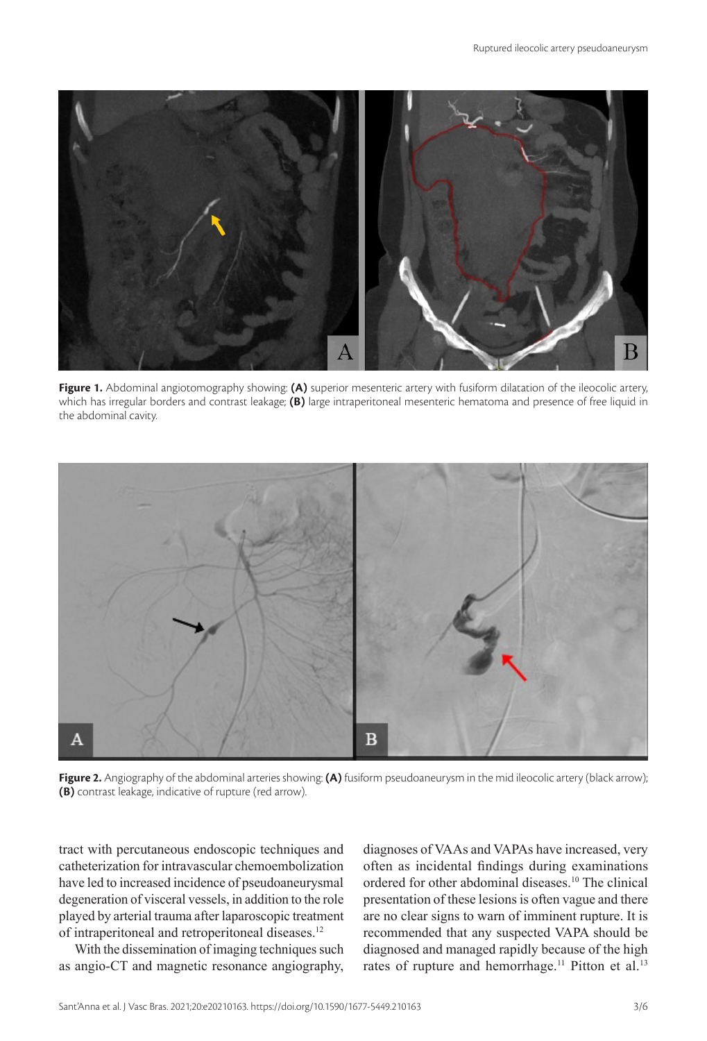Figure 1. Abdominal angiotomography showing: (A) superior mesenteric artery with fusiform dilatation of the ileocolic artery, which has irregular borders and contrast leakage; (B) large intraperitoneal mesenteric hematoma and presence of free liquid in the abdominal cavity.

Figure 2. Angiography of the abdominal arteries showing: (A) fusiform pseudoaneurysm in the mid ileocolic artery (black arrow); (B) contrast leakage, indicative of rupture (red arrow).

tract with percutaneous endoscopic techniques and catheterization for intravascular chemoembolization have led to increased incidence of pseudoaneurysmal degeneration of visceral vessels, in addition to the role played by arterial trauma after laparoscopic treatment of intraperitoneal and retroperitoneal diseases.[12]

With the dissemination of imaging techniques such as angio-CT and magnetic resonance angiography, diagnoses of VAAs and VAPAs have increased, very often as incidental findings during examinations ordered for other abdominal diseases.[10] The clinical presentation of these lesions is often vague and there are no clear signs to warn of imminent rupture. It is recommended that any suspected VAPA should be diagnosed and managed rapidly because of the high rates of rupture and hemorrhage.[11] Pitton et al.[13]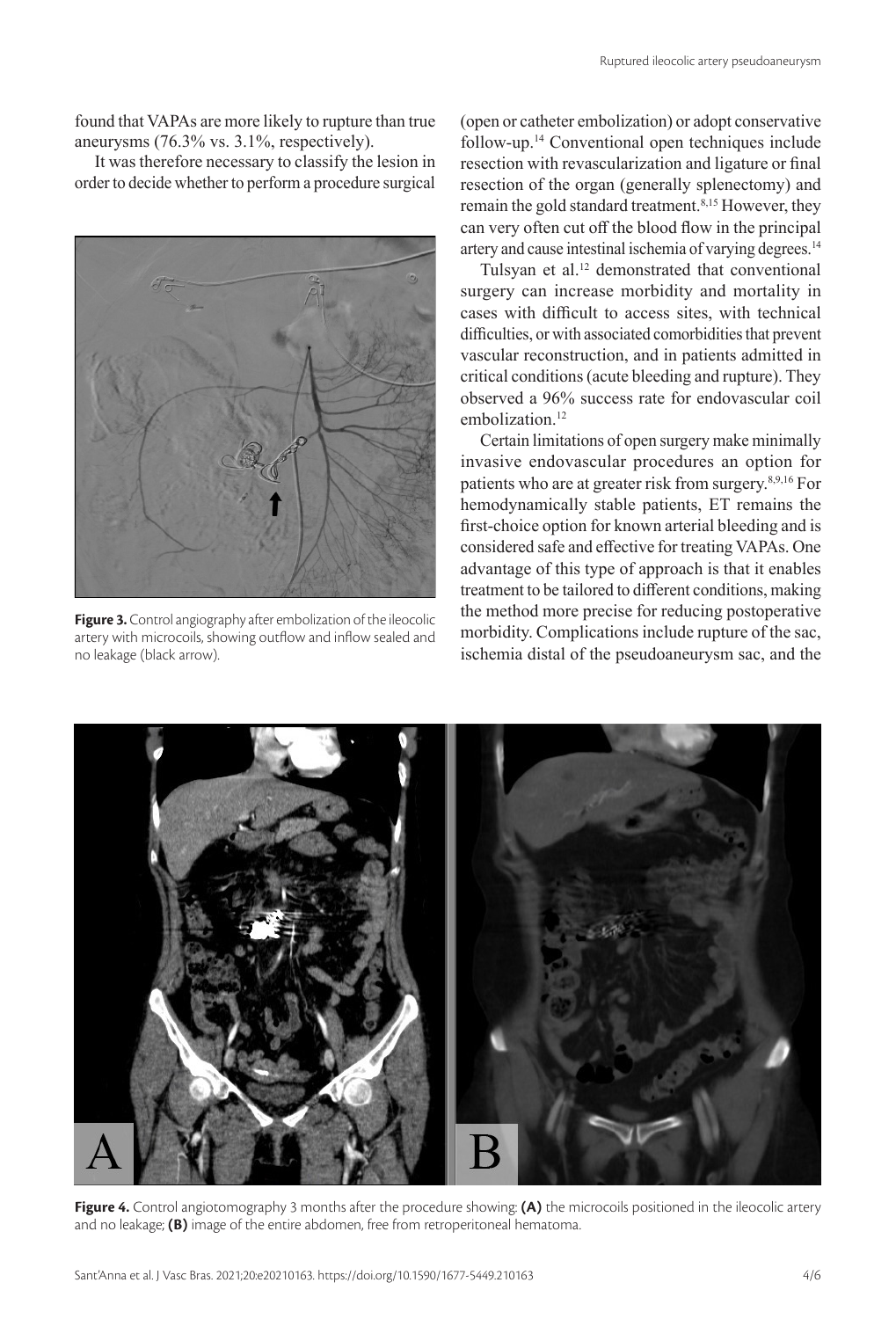found that VAPAs are more likely to rupture than true aneurysms (76.3% vs. 3.1%, respectively).

It was therefore necessary to classify the lesion in order to decide whether to perform a procedure surgical (open or catheter embolization) or adopt conservative follow-up.[14] Conventional open techniques include resection with revascularization and ligature or final resection of the organ (generally splenectomy) and remain the gold standard treatment.[8,15] However, they can very often cut off the blood flow in the principal artery and cause intestinal ischemia of varying degrees.[14]

**Figure 3.** Control angiography after embolization of the ileocolic artery with microcoils, showing outflow and inflow sealed and no leakage (black arrow).

Tulsyan et al.[12] demonstrated that conventional surgery can increase morbidity and mortality in cases with difficult to access sites, with technical difficulties, or with associated comorbidities that prevent vascular reconstruction, and in patients admitted in critical conditions (acute bleeding and rupture). They observed a 96% success rate for endovascular coil embolization.[12]

Certain limitations of open surgery make minimally invasive endovascular procedures an option for patients who are at greater risk from surgery.[8,9,16] For hemodynamically stable patients, ET remains the first-choice option for known arterial bleeding and is considered safe and effective for treating VAPAs. One advantage of this type of approach is that it enables treatment to be tailored to different conditions, making the method more precise for reducing postoperative morbidity. Complications include rupture of the sac, ischemia distal of the pseudoaneurysm sac, and the

**Figure 4.** Control angiotomography 3 months after the procedure showing: **(A)** the microcoils positioned in the ileocolic artery and no leakage; **(B)** image of the entire abdomen, free from retroperitoneal hematoma.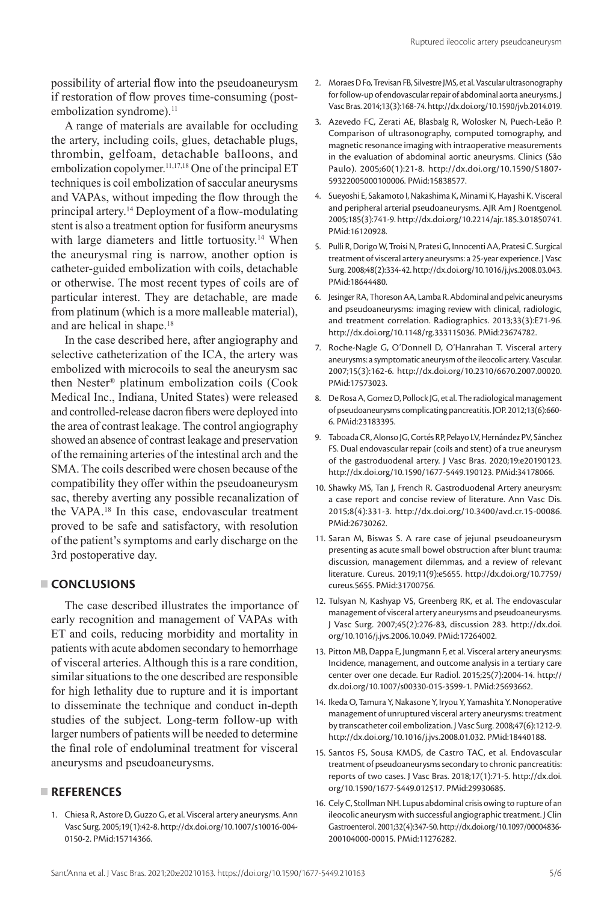possibility of arterial flow into the pseudoaneurysm if restoration of flow proves time-consuming (post-embolization syndrome).[11]

A range of materials are available for occluding the artery, including coils, glues, detachable plugs, thrombin, gelfoam, detachable balloons, and embolization copolymer.[11,17,18] One of the principal ET techniques is coil embolization of saccular aneurysms and VAPAs, without impeding the flow through the principal artery.[14] Deployment of a flow-modulating stent is also a treatment option for fusiform aneurysms with large diameters and little tortuosity.[14] When the aneurysmal ring is narrow, another option is catheter-guided embolization with coils, detachable or otherwise. The most recent types of coils are of particular interest. They are detachable, are made from platinum (which is a more malleable material), and are helical in shape.[18]

In the case described here, after angiography and selective catheterization of the ICA, the artery was embolized with microcoils to seal the aneurysm sac then Nester® platinum embolization coils (Cook Medical Inc., Indiana, United States) were released and controlled-release dacron fibers were deployed into the area of contrast leakage. The control angiography showed an absence of contrast leakage and preservation of the remaining arteries of the intestinal arch and the SMA. The coils described were chosen because of the compatibility they offer within the pseudoaneurysm sac, thereby averting any possible recanalization of the VAPA.[18] In this case, endovascular treatment proved to be safe and satisfactory, with resolution of the patient's symptoms and early discharge on the 3rd postoperative day.

## CONCLUSIONS

The case described illustrates the importance of early recognition and management of VAPAs with ET and coils, reducing morbidity and mortality in patients with acute abdomen secondary to hemorrhage of visceral arteries. Although this is a rare condition, similar situations to the one described are responsible for high lethality due to rupture and it is important to disseminate the technique and conduct in-depth studies of the subject. Long-term follow-up with larger numbers of patients will be needed to determine the final role of endoluminal treatment for visceral aneurysms and pseudoaneurysms.

## REFERENCES

1. Chiesa R, Astore D, Guzzo G, et al. Visceral artery aneurysms. Ann Vasc Surg. 2005;19(1):42-8. http://dx.doi.org/10.1007/s10016-004-0150-2. PMid:15714366.
2. Moraes D Fo, Trevisan FB, Silvestre JMS, et al. Vascular ultrasonography for follow-up of endovascular repair of abdominal aorta aneurysms. J Vasc Bras. 2014;13(3):168-74. http://dx.doi.org/10.1590/jvb.2014.019.
3. Azevedo FC, Zerati AE, Blasbalg R, Wolosker N, Puech-Leão P. Comparison of ultrasonography, computed tomography, and magnetic resonance imaging with intraoperative measurements in the evaluation of abdominal aortic aneurysms. Clinics (São Paulo). 2005;60(1):21-8. http://dx.doi.org/10.1590/S1807-59322005000100006. PMid:15838577.
4. Sueyoshi E, Sakamoto I, Nakashima K, Minami K, Hayashi K. Visceral and peripheral arterial pseudoaneurysms. AJR Am J Roentgenol. 2005;185(3):741-9. http://dx.doi.org/10.2214/ajr.185.3.01850741. PMid:16120928.
5. Pulli R, Dorigo W, Troisi N, Pratesi G, Innocenti AA, Pratesi C. Surgical treatment of visceral artery aneurysms: a 25-year experience. J Vasc Surg. 2008;48(2):334-42. http://dx.doi.org/10.1016/j.jvs.2008.03.043. PMid:18644480.
6. Jesinger RA, Thoreson AA, Lamba R. Abdominal and pelvic aneurysms and pseudoaneurysms: imaging review with clinical, radiologic, and treatment correlation. Radiographics. 2013;33(3):E71-96. http://dx.doi.org/10.1148/rg.333115036. PMid:23674782.
7. Roche-Nagle G, O'Donnell D, O'Hanrahan T. Visceral artery aneurysms: a symptomatic aneurysm of the ileocolic artery. Vascular. 2007;15(3):162-6. http://dx.doi.org/10.2310/6670.2007.00020. PMid:17573023.
8. De Rosa A, Gomez D, Pollock JG, et al. The radiological management of pseudoaneurysms complicating pancreatitis. JOP. 2012;13(6):660-6. PMid:23183395.
9. Taboada CR, Alonso JG, Cortés RP, Pelayo LV, Hernández PV, Sánchez FS. Dual endovascular repair (coils and stent) of a true aneurysm of the gastroduodenal artery. J Vasc Bras. 2020;19:e20190123. http://dx.doi.org/10.1590/1677-5449.190123. PMid:34178066.
10. Shawky MS, Tan J, French R. Gastroduodenal Artery aneurysm: a case report and concise review of literature. Ann Vasc Dis. 2015;8(4):331-3. http://dx.doi.org/10.3400/avd.cr.15-00086. PMid:26730262.
11. Saran M, Biswas S. A rare case of jejunal pseudoaneurysm presenting as acute small bowel obstruction after blunt trauma: discussion, management dilemmas, and a review of relevant literature. Cureus. 2019;11(9):e5655. http://dx.doi.org/10.7759/cureus.5655. PMid:31700756.
12. Tulsyan N, Kashyap VS, Greenberg RK, et al. The endovascular management of visceral artery aneurysms and pseudoaneurysms. J Vasc Surg. 2007;45(2):276-83, discussion 283. http://dx.doi.org/10.1016/j.jvs.2006.10.049. PMid:17264002.
13. Pitton MB, Dappa E, Jungmann F, et al. Visceral artery aneurysms: Incidence, management, and outcome analysis in a tertiary care center over one decade. Eur Radiol. 2015;25(7):2004-14. http://dx.doi.org/10.1007/s00330-015-3599-1. PMid:25693662.
14. Ikeda O, Tamura Y, Nakasone Y, Iryou Y, Yamashita Y. Nonoperative management of unruptured visceral artery aneurysms: treatment by transcatheter coil embolization. J Vasc Surg. 2008;47(6):1212-9. http://dx.doi.org/10.1016/j.jvs.2008.01.032. PMid:18440188.
15. Santos FS, Sousa KMDS, de Castro TAC, et al. Endovascular treatment of pseudoaneurysms secondary to chronic pancreatitis: reports of two cases. J Vasc Bras. 2018;17(1):71-5. http://dx.doi.org/10.1590/1677-5449.012517. PMid:29930685.
16. Cely C, Stollman NH. Lupus abdominal crisis owing to rupture of an ileocolic aneurysm with successful angiographic treatment. J Clin Gastroenterol. 2001;32(4):347-50. http://dx.doi.org/10.1097/00004836-200104000-00015. PMid:11276282.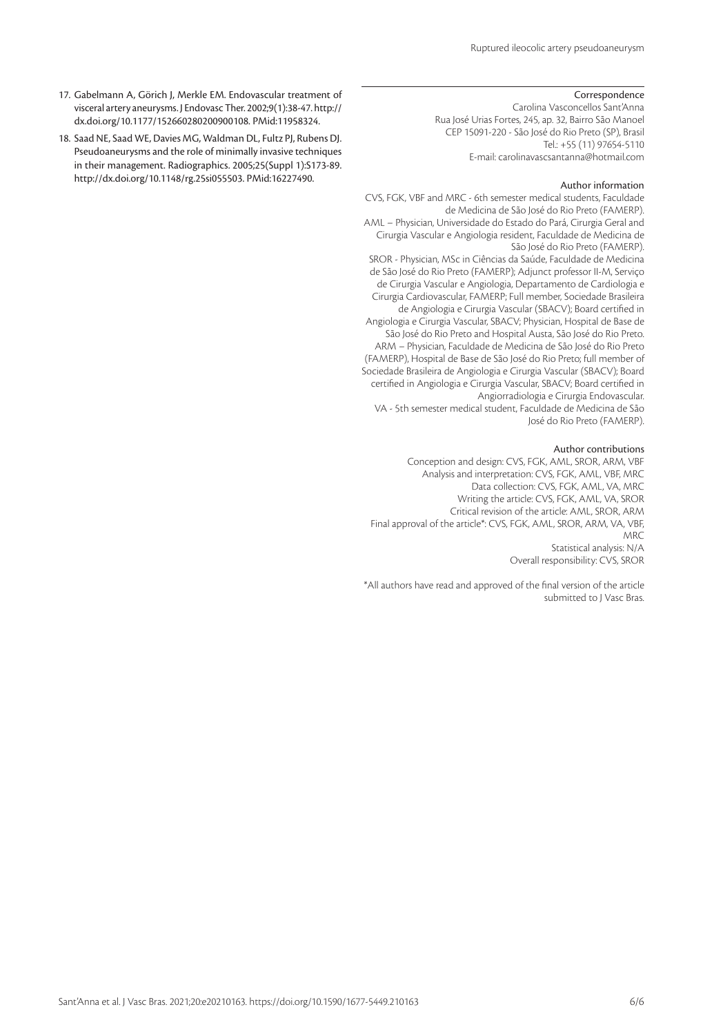17. Gabelmann A, Görich J, Merkle EM. Endovascular treatment of visceral artery aneurysms. J Endovasc Ther. 2002;9(1):38-47. http://dx.doi.org/10.1177/152660280200900108. PMid:11958324.

18. Saad NE, Saad WE, Davies MG, Waldman DL, Fultz PJ, Rubens DJ. Pseudoaneurysms and the role of minimally invasive techniques in their management. Radiographics. 2005;25(Suppl 1):S173-89. http://dx.doi.org/10.1148/rg.25si055503. PMid:16227490.

**Correspondence**

Carolina Vasconcellos Sant'Anna
Rua José Urias Fortes, 245, ap. 32, Bairro São Manoel
CEP 15091-220 - São José do Rio Preto (SP), Brasil
Tel.: +55 (11) 97654-5110
E-mail: carolinavascsantanna@hotmail.com

**Author information**

CVS, FGK, VBF and MRC - 6th semester medical students, Faculdade de Medicina de São José do Rio Preto (FAMERP).

AML – Physician, Universidade do Estado do Pará, Cirurgia Geral and Cirurgia Vascular e Angiologia resident, Faculdade de Medicina de São José do Rio Preto (FAMERP).

SROR - Physician, MSc in Ciências da Saúde, Faculdade de Medicina de São José do Rio Preto (FAMERP); Adjunct professor II-M, Serviço de Cirurgia Vascular e Angiologia, Departamento de Cardiologia e Cirurgia Cardiovascular, FAMERP; Full member, Sociedade Brasileira de Angiologia e Cirurgia Vascular (SBACV); Board certified in Angiologia e Cirurgia Vascular, SBACV; Physician, Hospital de Base de São José do Rio Preto and Hospital Austa, São José do Rio Preto.

ARM – Physician, Faculdade de Medicina de São José do Rio Preto (FAMERP), Hospital de Base de São José do Rio Preto; full member of Sociedade Brasileira de Angiologia e Cirurgia Vascular (SBACV); Board certified in Angiologia e Cirurgia Vascular, SBACV; Board certified in Angiorradiologia e Cirurgia Endovascular.

VA - 5th semester medical student, Faculdade de Medicina de São José do Rio Preto (FAMERP).

**Author contributions**

Conception and design: CVS, FGK, AML, SROR, ARM, VBF
Analysis and interpretation: CVS, FGK, AML, VBF, MRC
Data collection: CVS, FGK, AML, VA, MRC
Writing the article: CVS, FGK, AML, VA, SROR
Critical revision of the article: AML, SROR, ARM
Final approval of the article*: CVS, FGK, AML, SROR, ARM, VA, VBF, MRC
Statistical analysis: N/A
Overall responsibility: CVS, SROR

*All authors have read and approved of the final version of the article submitted to J Vasc Bras.